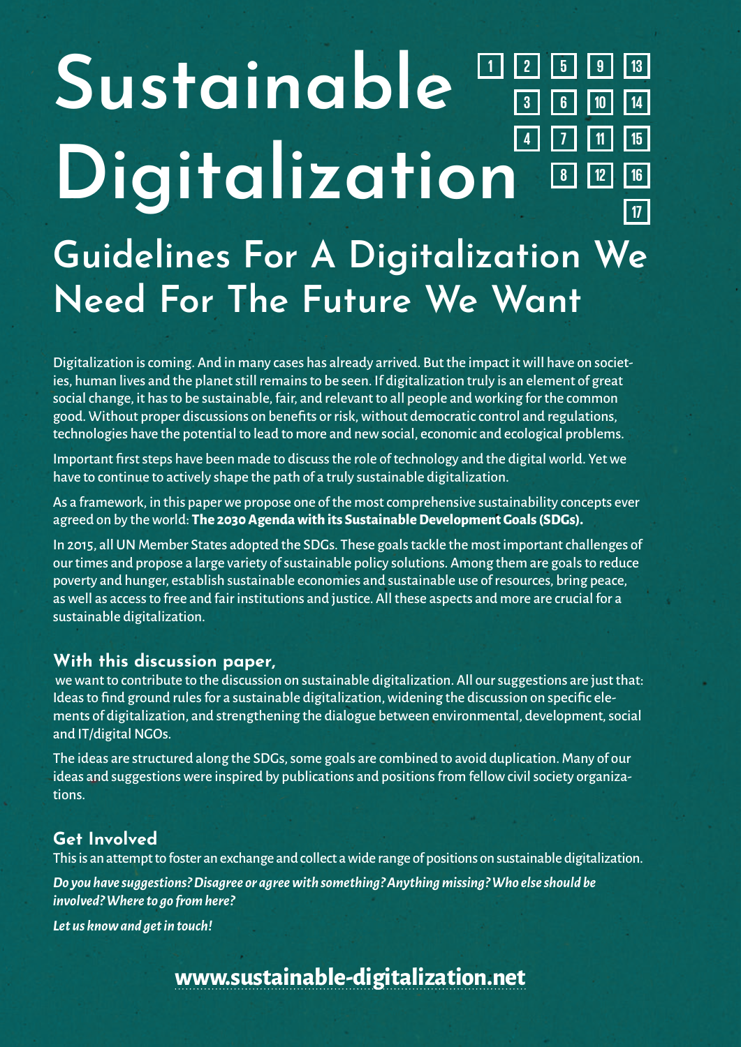# Sustainable Digitalization

1 2 3 4 5 6 7 8 9 10 11 12 13 14 15 16 17

## Guidelines For A Digitalization We Need For The Future We Want

Digitalization is coming. And in many cases has already arrived. But the impact it will have on societies, human lives and the planet still remains to be seen. If digitalization truly is an element of great social change, it has to be sustainable, fair, and relevant to all people and working for the common good. Without proper discussions on benefits or risk, without democratic control and regulations, technologies have the potential to lead to more and new social, economic and ecological problems.

Important first steps have been made to discuss the role of technology and the digital world. Yet we have to continue to actively shape the path of a truly sustainable digitalization.

As a framework, in this paper we propose one of the most comprehensive sustainability concepts ever agreed on by the world: **The 2030 Agenda with its Sustainable Development Goals (SDGs).**

In 2015, all UN Member States adopted the SDGs. These goals tackle the most important challenges of our times and propose a large variety of sustainable policy solutions. Among them are goals to reduce poverty and hunger, establish sustainable economies and sustainable use of resources, bring peace, as well as access to free and fair institutions and justice. All these aspects and more are crucial for a sustainable digitalization.

### With this discussion paper,

we want to contribute to the discussion on sustainable digitalization. All our suggestions are just that: Ideas to find ground rules for a sustainable digitalization, widening the discussion on specific elements of digitalization, and strengthening the dialogue between environmental, development, social and IT/digital NGOs.

The ideas are structured along the SDGs, some goals are combined to avoid duplication. Many of our ideas and suggestions were inspired by publications and positions from fellow civil society organizations.

### Get Involved

This is an attempt to foster an exchange and collect a wide range of positions on sustainable digitalization.

***Do you have suggestions? Disagree or agree with something? Anything missing? Who else should be involved? Where to go from here?***

***Let us know and get in touch!***

**www.sustainable-digitalization.net**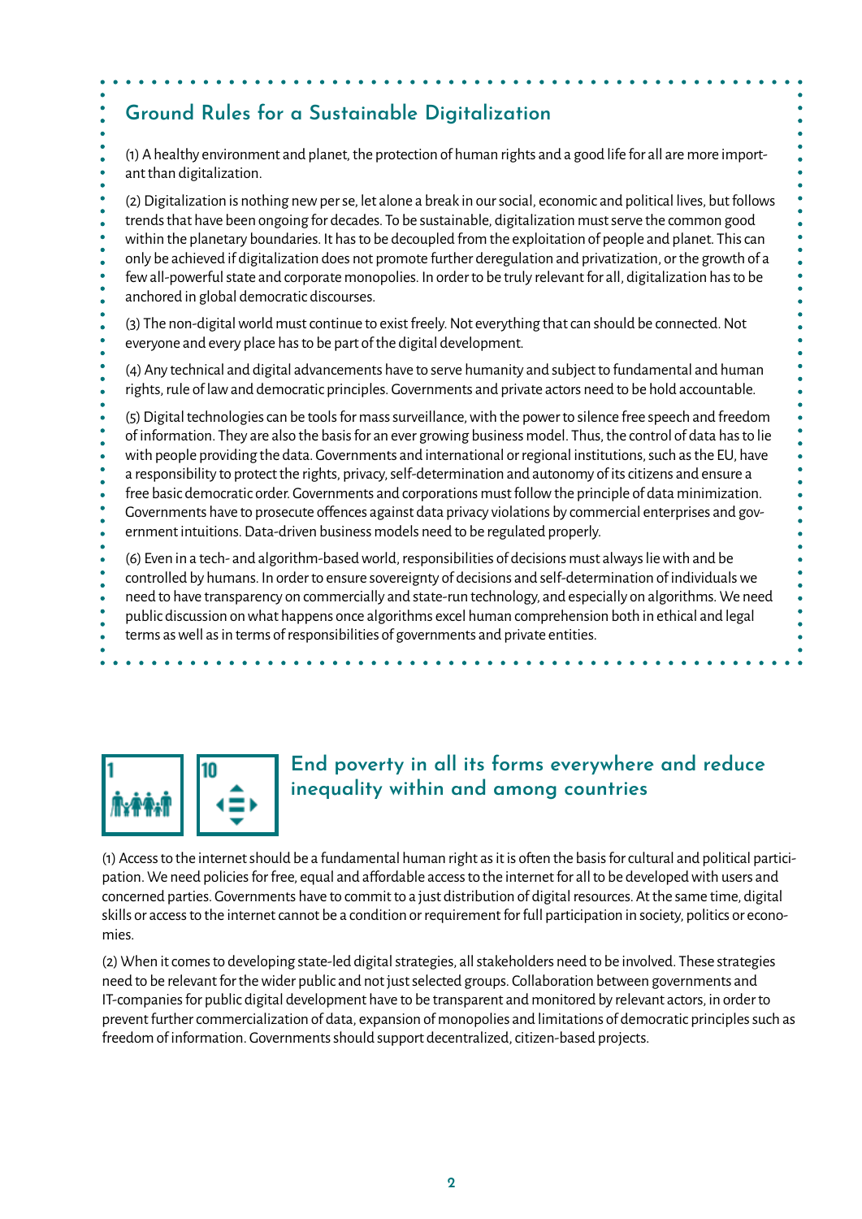## Ground Rules for a Sustainable Digitalization

(1) A healthy environment and planet, the protection of human rights and a good life for all are more important than digitalization.

(2) Digitalization is nothing new per se, let alone a break in our social, economic and political lives, but follows trends that have been ongoing for decades. To be sustainable, digitalization must serve the common good within the planetary boundaries. It has to be decoupled from the exploitation of people and planet. This can only be achieved if digitalization does not promote further deregulation and privatization, or the growth of a few all-powerful state and corporate monopolies. In order to be truly relevant for all, digitalization has to be anchored in global democratic discourses.

(3) The non-digital world must continue to exist freely. Not everything that can should be connected. Not everyone and every place has to be part of the digital development.

(4) Any technical and digital advancements have to serve humanity and subject to fundamental and human rights, rule of law and democratic principles. Governments and private actors need to be hold accountable.

(5) Digital technologies can be tools for mass surveillance, with the power to silence free speech and freedom of information. They are also the basis for an ever growing business model. Thus, the control of data has to lie with people providing the data. Governments and international or regional institutions, such as the EU, have a responsibility to protect the rights, privacy, self-determination and autonomy of its citizens and ensure a free basic democratic order. Governments and corporations must follow the principle of data minimization. Governments have to prosecute offences against data privacy violations by commercial enterprises and government intuitions. Data-driven business models need to be regulated properly.

(6) Even in a tech- and algorithm-based world, responsibilities of decisions must always lie with and be controlled by humans. In order to ensure sovereignty of decisions and self-determination of individuals we need to have transparency on commercially and state-run technology, and especially on algorithms. We need public discussion on what happens once algorithms excel human comprehension both in ethical and legal terms as well as in terms of responsibilities of governments and private entities.

## End poverty in all its forms everywhere and reduce inequality within and among countries

(1) Access to the internet should be a fundamental human right as it is often the basis for cultural and political participation. We need policies for free, equal and affordable access to the internet for all to be developed with users and concerned parties. Governments have to commit to a just distribution of digital resources. At the same time, digital skills or access to the internet cannot be a condition or requirement for full participation in society, politics or economies.

(2) When it comes to developing state-led digital strategies, all stakeholders need to be involved. These strategies need to be relevant for the wider public and not just selected groups. Collaboration between governments and IT-companies for public digital development have to be transparent and monitored by relevant actors, in order to prevent further commercialization of data, expansion of monopolies and limitations of democratic principles such as freedom of information. Governments should support decentralized, citizen-based projects.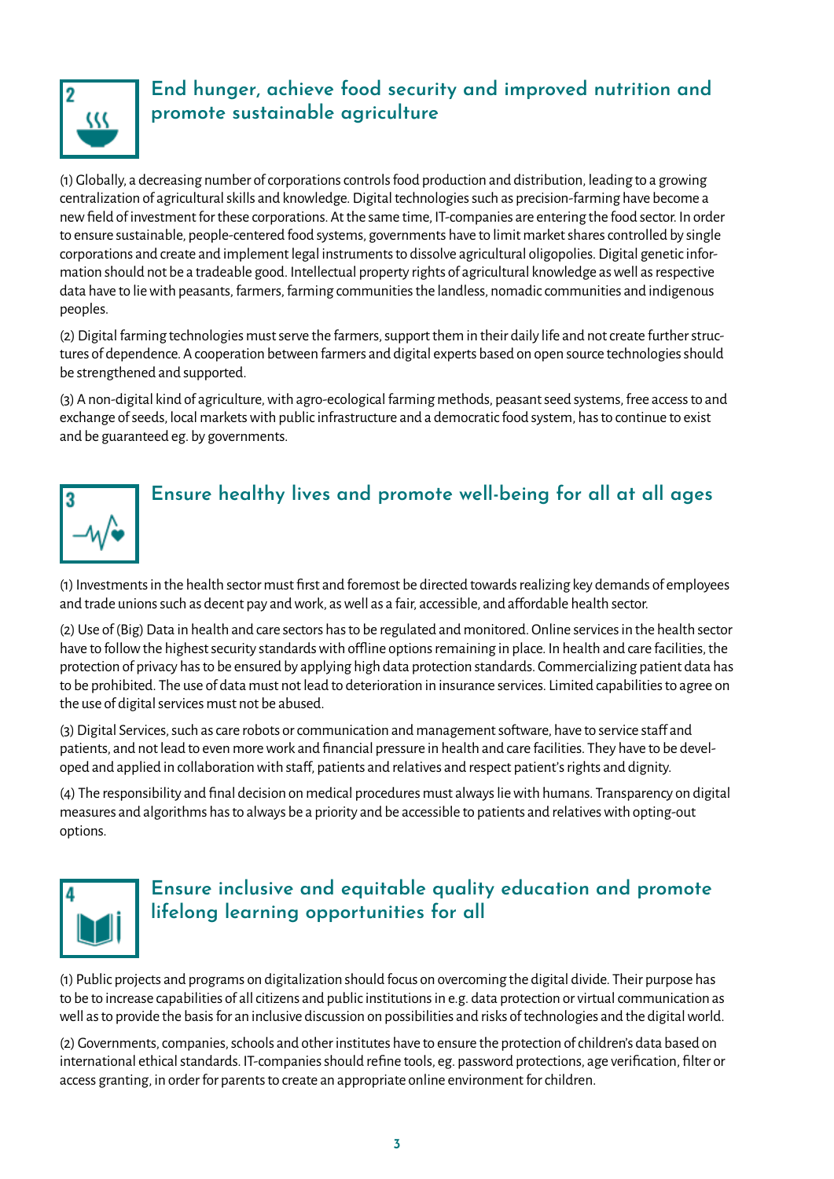## 2 End hunger, achieve food security and improved nutrition and promote sustainable agriculture

(1) Globally, a decreasing number of corporations controls food production and distribution, leading to a growing centralization of agricultural skills and knowledge. Digital technologies such as precision-farming have become a new field of investment for these corporations. At the same time, IT-companies are entering the food sector. In order to ensure sustainable, people-centered food systems, governments have to limit market shares controlled by single corporations and create and implement legal instruments to dissolve agricultural oligopolies. Digital genetic information should not be a tradeable good. Intellectual property rights of agricultural knowledge as well as respective data have to lie with peasants, farmers, farming communities the landless, nomadic communities and indigenous peoples.

(2) Digital farming technologies must serve the farmers, support them in their daily life and not create further structures of dependence. A cooperation between farmers and digital experts based on open source technologies should be strengthened and supported.

(3) A non-digital kind of agriculture, with agro-ecological farming methods, peasant seed systems, free access to and exchange of seeds, local markets with public infrastructure and a democratic food system, has to continue to exist and be guaranteed eg. by governments.

## 3 Ensure healthy lives and promote well-being for all at all ages

(1) Investments in the health sector must first and foremost be directed towards realizing key demands of employees and trade unions such as decent pay and work, as well as a fair, accessible, and affordable health sector.

(2) Use of (Big) Data in health and care sectors has to be regulated and monitored. Online services in the health sector have to follow the highest security standards with offline options remaining in place. In health and care facilities, the protection of privacy has to be ensured by applying high data protection standards. Commercializing patient data has to be prohibited. The use of data must not lead to deterioration in insurance services. Limited capabilities to agree on the use of digital services must not be abused.

(3) Digital Services, such as care robots or communication and management software, have to service staff and patients, and not lead to even more work and financial pressure in health and care facilities. They have to be developed and applied in collaboration with staff, patients and relatives and respect patient's rights and dignity.

(4) The responsibility and final decision on medical procedures must always lie with humans. Transparency on digital measures and algorithms has to always be a priority and be accessible to patients and relatives with opting-out options.

## 4 Ensure inclusive and equitable quality education and promote lifelong learning opportunities for all

(1) Public projects and programs on digitalization should focus on overcoming the digital divide. Their purpose has to be to increase capabilities of all citizens and public institutions in e.g. data protection or virtual communication as well as to provide the basis for an inclusive discussion on possibilities and risks of technologies and the digital world.

(2) Governments, companies, schools and other institutes have to ensure the protection of children's data based on international ethical standards. IT-companies should refine tools, eg. password protections, age verification, filter or access granting, in order for parents to create an appropriate online environment for children.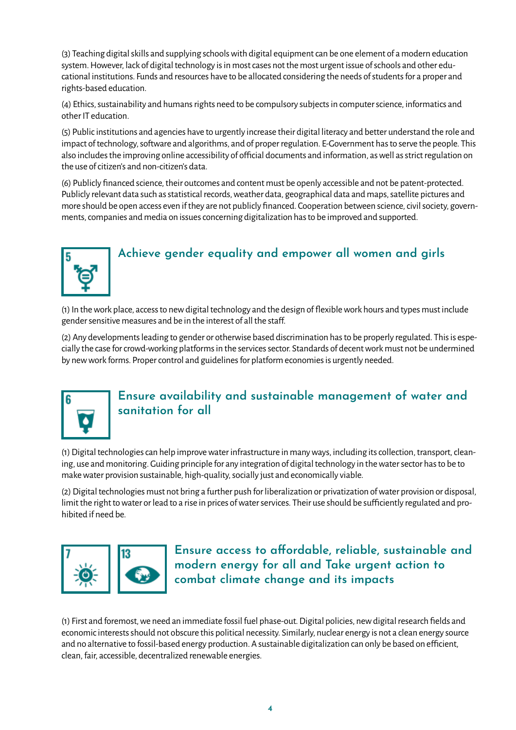(3) Teaching digital skills and supplying schools with digital equipment can be one element of a modern education system. However, lack of digital technology is in most cases not the most urgent issue of schools and other educational institutions. Funds and resources have to be allocated considering the needs of students for a proper and rights-based education.

(4) Ethics, sustainability and humans rights need to be compulsory subjects in computer science, informatics and other IT education.

(5) Public institutions and agencies have to urgently increase their digital literacy and better understand the role and impact of technology, software and algorithms, and of proper regulation. E-Government has to serve the people. This also includes the improving online accessibility of official documents and information, as well as strict regulation on the use of citizen's and non-citizen's data.

(6) Publicly financed science, their outcomes and content must be openly accessible and not be patent-protected. Publicly relevant data such as statistical records, weather data, geographical data and maps, satellite pictures and more should be open access even if they are not publicly financed. Cooperation between science, civil society, governments, companies and media on issues concerning digitalization has to be improved and supported.

## Achieve gender equality and empower all women and girls

(1) In the work place, access to new digital technology and the design of flexible work hours and types must include gender sensitive measures and be in the interest of all the staff.

(2) Any developments leading to gender or otherwise based discrimination has to be properly regulated. This is especially the case for crowd-working platforms in the services sector. Standards of decent work must not be undermined by new work forms. Proper control and guidelines for platform economies is urgently needed.

## Ensure availability and sustainable management of water and sanitation for all

(1) Digital technologies can help improve water infrastructure in many ways, including its collection, transport, cleaning, use and monitoring. Guiding principle for any integration of digital technology in the water sector has to be to make water provision sustainable, high-quality, socially just and economically viable.

(2) Digital technologies must not bring a further push for liberalization or privatization of water provision or disposal, limit the right to water or lead to a rise in prices of water services. Their use should be sufficiently regulated and prohibited if need be.

## Ensure access to affordable, reliable, sustainable and modern energy for all and Take urgent action to combat climate change and its impacts

(1) First and foremost, we need an immediate fossil fuel phase-out. Digital policies, new digital research fields and economic interests should not obscure this political necessity. Similarly, nuclear energy is not a clean energy source and no alternative to fossil-based energy production. A sustainable digitalization can only be based on efficient, clean, fair, accessible, decentralized renewable energies.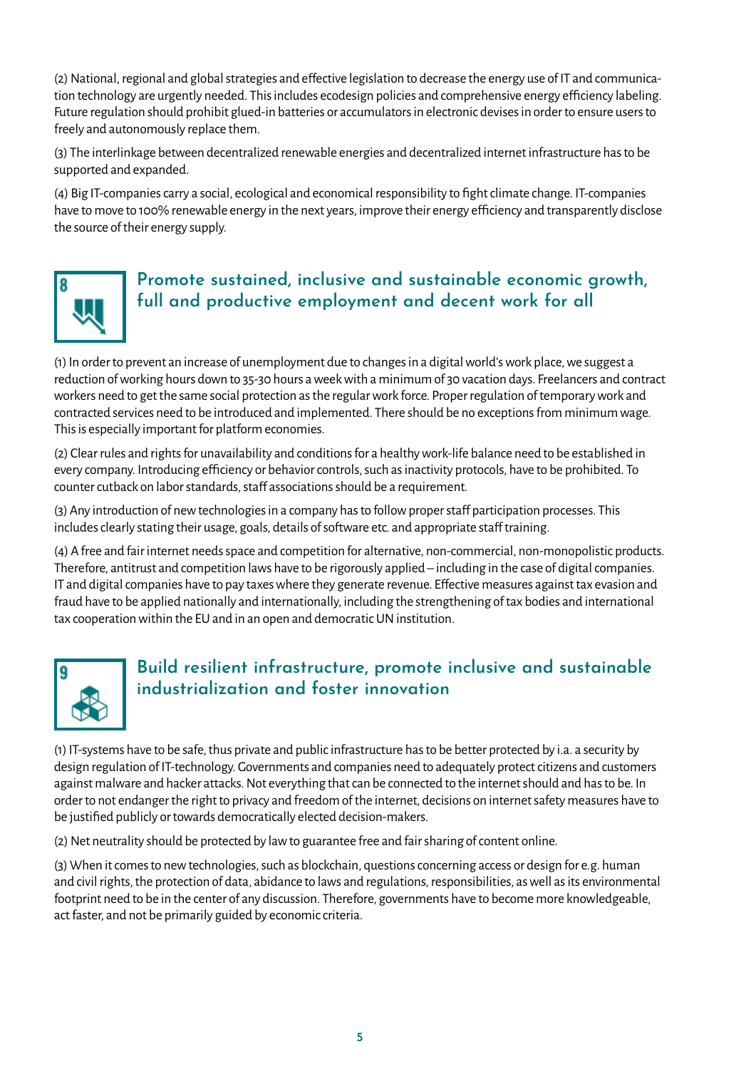(2) National, regional and global strategies and effective legislation to decrease the energy use of IT and communication technology are urgently needed. This includes ecodesign policies and comprehensive energy efficiency labeling. Future regulation should prohibit glued-in batteries or accumulators in electronic devises in order to ensure users to freely and autonomously replace them.

(3) The interlinkage between decentralized renewable energies and decentralized internet infrastructure has to be supported and expanded.

(4) Big IT-companies carry a social, ecological and economical responsibility to fight climate change. IT-companies have to move to 100% renewable energy in the next years, improve their energy efficiency and transparently disclose the source of their energy supply.

## 8 Promote sustained, inclusive and sustainable economic growth, full and productive employment and decent work for all

(1) In order to prevent an increase of unemployment due to changes in a digital world's work place, we suggest a reduction of working hours down to 35-30 hours a week with a minimum of 30 vacation days. Freelancers and contract workers need to get the same social protection as the regular work force. Proper regulation of temporary work and contracted services need to be introduced and implemented. There should be no exceptions from minimum wage. This is especially important for platform economies.

(2) Clear rules and rights for unavailability and conditions for a healthy work-life balance need to be established in every company. Introducing efficiency or behavior controls, such as inactivity protocols, have to be prohibited. To counter cutback on labor standards, staff associations should be a requirement.

(3) Any introduction of new technologies in a company has to follow proper staff participation processes. This includes clearly stating their usage, goals, details of software etc. and appropriate staff training.

(4) A free and fair internet needs space and competition for alternative, non-commercial, non-monopolistic products. Therefore, antitrust and competition laws have to be rigorously applied – including in the case of digital companies. IT and digital companies have to pay taxes where they generate revenue. Effective measures against tax evasion and fraud have to be applied nationally and internationally, including the strengthening of tax bodies and international tax cooperation within the EU and in an open and democratic UN institution.

## 9 Build resilient infrastructure, promote inclusive and sustainable industrialization and foster innovation

(1) IT-systems have to be safe, thus private and public infrastructure has to be better protected by i.a. a security by design regulation of IT-technology. Governments and companies need to adequately protect citizens and customers against malware and hacker attacks. Not everything that can be connected to the internet should and has to be. In order to not endanger the right to privacy and freedom of the internet, decisions on internet safety measures have to be justified publicly or towards democratically elected decision-makers.

(2) Net neutrality should be protected by law to guarantee free and fair sharing of content online.

(3) When it comes to new technologies, such as blockchain, questions concerning access or design for e.g. human and civil rights, the protection of data, abidance to laws and regulations, responsibilities, as well as its environmental footprint need to be in the center of any discussion. Therefore, governments have to become more knowledgeable, act faster, and not be primarily guided by economic criteria.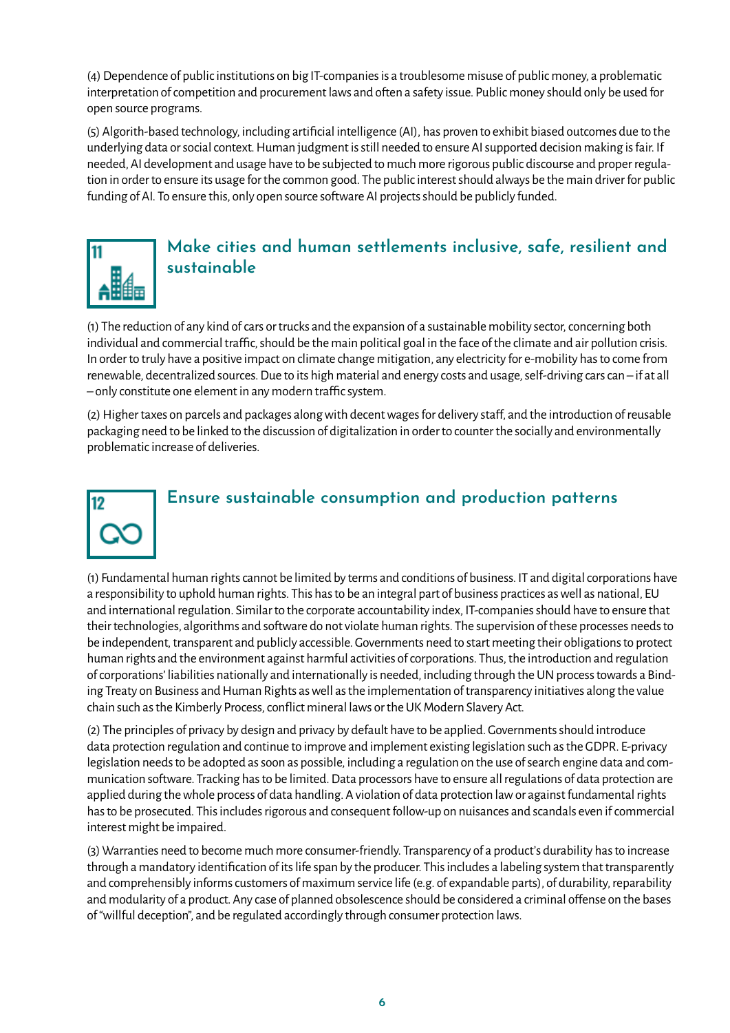(4) Dependence of public institutions on big IT-companies is a troublesome misuse of public money, a problematic interpretation of competition and procurement laws and often a safety issue. Public money should only be used for open source programs.

(5) Algorith-based technology, including artificial intelligence (AI), has proven to exhibit biased outcomes due to the underlying data or social context. Human judgment is still needed to ensure AI supported decision making is fair. If needed, AI development and usage have to be subjected to much more rigorous public discourse and proper regulation in order to ensure its usage for the common good. The public interest should always be the main driver for public funding of AI. To ensure this, only open source software AI projects should be publicly funded.

## Make cities and human settlements inclusive, safe, resilient and sustainable

(1) The reduction of any kind of cars or trucks and the expansion of a sustainable mobility sector, concerning both individual and commercial traffic, should be the main political goal in the face of the climate and air pollution crisis. In order to truly have a positive impact on climate change mitigation, any electricity for e-mobility has to come from renewable, decentralized sources. Due to its high material and energy costs and usage, self-driving cars can – if at all – only constitute one element in any modern traffic system.

(2) Higher taxes on parcels and packages along with decent wages for delivery staff, and the introduction of reusable packaging need to be linked to the discussion of digitalization in order to counter the socially and environmentally problematic increase of deliveries.

## Ensure sustainable consumption and production patterns

(1) Fundamental human rights cannot be limited by terms and conditions of business. IT and digital corporations have a responsibility to uphold human rights. This has to be an integral part of business practices as well as national, EU and international regulation. Similar to the corporate accountability index, IT-companies should have to ensure that their technologies, algorithms and software do not violate human rights. The supervision of these processes needs to be independent, transparent and publicly accessible. Governments need to start meeting their obligations to protect human rights and the environment against harmful activities of corporations. Thus, the introduction and regulation of corporations' liabilities nationally and internationally is needed, including through the UN process towards a Binding Treaty on Business and Human Rights as well as the implementation of transparency initiatives along the value chain such as the Kimberly Process, conflict mineral laws or the UK Modern Slavery Act.

(2) The principles of privacy by design and privacy by default have to be applied. Governments should introduce data protection regulation and continue to improve and implement existing legislation such as the GDPR. E-privacy legislation needs to be adopted as soon as possible, including a regulation on the use of search engine data and communication software. Tracking has to be limited. Data processors have to ensure all regulations of data protection are applied during the whole process of data handling. A violation of data protection law or against fundamental rights has to be prosecuted. This includes rigorous and consequent follow-up on nuisances and scandals even if commercial interest might be impaired.

(3) Warranties need to become much more consumer-friendly. Transparency of a product's durability has to increase through a mandatory identification of its life span by the producer. This includes a labeling system that transparently and comprehensibly informs customers of maximum service life (e.g. of expandable parts), of durability, reparability and modularity of a product. Any case of planned obsolescence should be considered a criminal offense on the bases of "willful deception", and be regulated accordingly through consumer protection laws.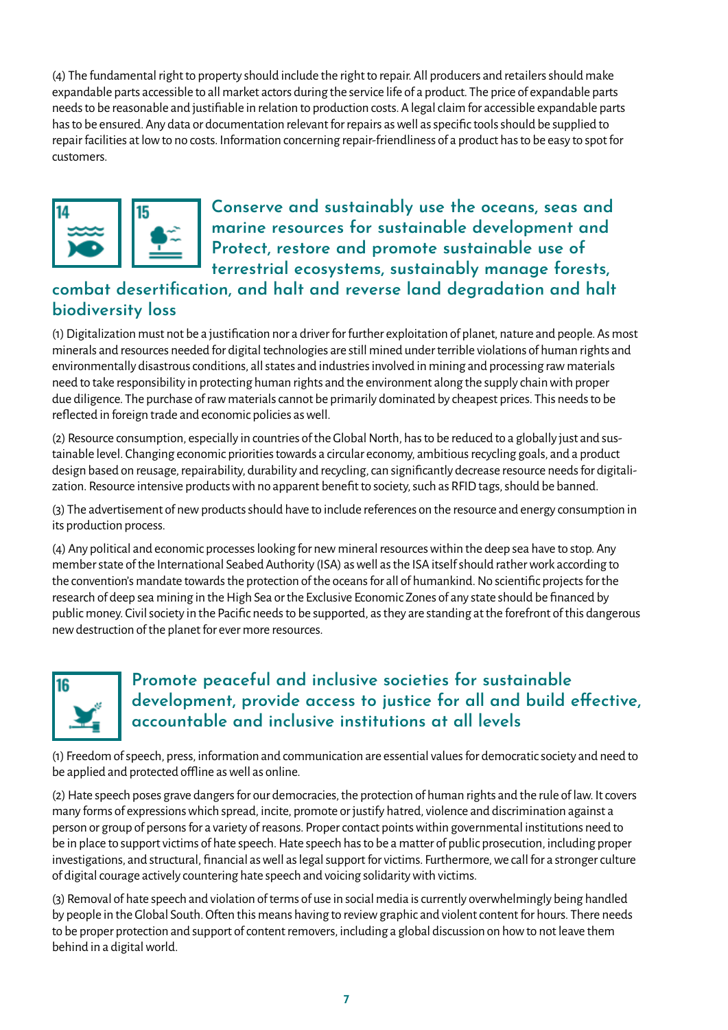(4) The fundamental right to property should include the right to repair. All producers and retailers should make expandable parts accessible to all market actors during the service life of a product. The price of expandable parts needs to be reasonable and justifiable in relation to production costs. A legal claim for accessible expandable parts has to be ensured. Any data or documentation relevant for repairs as well as specific tools should be supplied to repair facilities at low to no costs. Information concerning repair-friendliness of a product has to be easy to spot for customers.

## Conserve and sustainably use the oceans, seas and marine resources for sustainable development and Protect, restore and promote sustainable use of terrestrial ecosystems, sustainably manage forests, combat desertification, and halt and reverse land degradation and halt biodiversity loss

(1) Digitalization must not be a justification nor a driver for further exploitation of planet, nature and people. As most minerals and resources needed for digital technologies are still mined under terrible violations of human rights and environmentally disastrous conditions, all states and industries involved in mining and processing raw materials need to take responsibility in protecting human rights and the environment along the supply chain with proper due diligence. The purchase of raw materials cannot be primarily dominated by cheapest prices. This needs to be reflected in foreign trade and economic policies as well.

(2) Resource consumption, especially in countries of the Global North, has to be reduced to a globally just and sustainable level. Changing economic priorities towards a circular economy, ambitious recycling goals, and a product design based on reusage, repairability, durability and recycling, can significantly decrease resource needs for digitalization. Resource intensive products with no apparent benefit to society, such as RFID tags, should be banned.

(3) The advertisement of new products should have to include references on the resource and energy consumption in its production process.

(4) Any political and economic processes looking for new mineral resources within the deep sea have to stop. Any member state of the International Seabed Authority (ISA) as well as the ISA itself should rather work according to the convention's mandate towards the protection of the oceans for all of humankind. No scientific projects for the research of deep sea mining in the High Sea or the Exclusive Economic Zones of any state should be financed by public money. Civil society in the Pacific needs to be supported, as they are standing at the forefront of this dangerous new destruction of the planet for ever more resources.

## Promote peaceful and inclusive societies for sustainable development, provide access to justice for all and build effective, accountable and inclusive institutions at all levels

(1) Freedom of speech, press, information and communication are essential values for democratic society and need to be applied and protected offline as well as online.

(2) Hate speech poses grave dangers for our democracies, the protection of human rights and the rule of law. It covers many forms of expressions which spread, incite, promote or justify hatred, violence and discrimination against a person or group of persons for a variety of reasons. Proper contact points within governmental institutions need to be in place to support victims of hate speech. Hate speech has to be a matter of public prosecution, including proper investigations, and structural, financial as well as legal support for victims. Furthermore, we call for a stronger culture of digital courage actively countering hate speech and voicing solidarity with victims.

(3) Removal of hate speech and violation of terms of use in social media is currently overwhelmingly being handled by people in the Global South. Often this means having to review graphic and violent content for hours. There needs to be proper protection and support of content removers, including a global discussion on how to not leave them behind in a digital world.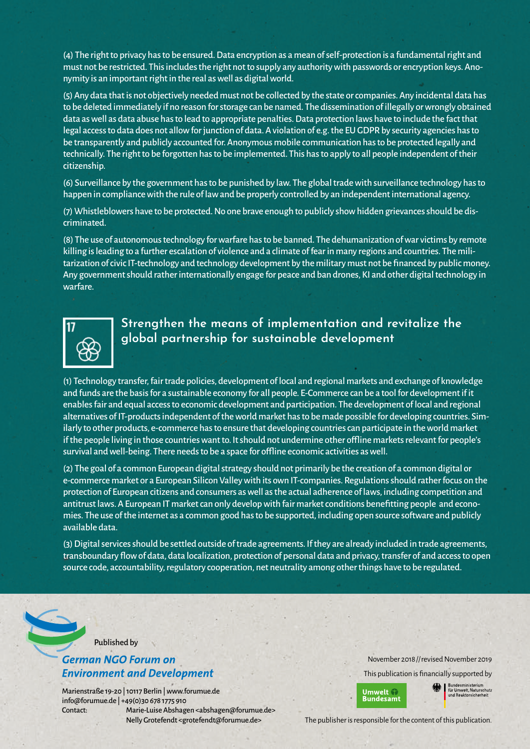(4) The right to privacy has to be ensured. Data encryption as a mean of self-protection is a fundamental right and must not be restricted. This includes the right not to supply any authority with passwords or encryption keys. Anonymity is an important right in the real as well as digital world.

(5) Any data that is not objectively needed must not be collected by the state or companies. Any incidental data has to be deleted immediately if no reason for storage can be named. The dissemination of illegally or wrongly obtained data as well as data abuse has to lead to appropriate penalties. Data protection laws have to include the fact that legal access to data does not allow for junction of data. A violation of e.g. the EU GDPR by security agencies has to be transparently and publicly accounted for. Anonymous mobile communication has to be protected legally and technically. The right to be forgotten has to be implemented. This has to apply to all people independent of their citizenship.

(6) Surveillance by the government has to be punished by law. The global trade with surveillance technology has to happen in compliance with the rule of law and be properly controlled by an independent international agency.

(7) Whistleblowers have to be protected. No one brave enough to publicly show hidden grievances should be discriminated.

(8) The use of autonomous technology for warfare has to be banned. The dehumanization of war victims by remote killing is leading to a further escalation of violence and a climate of fear in many regions and countries. The militarization of civic IT-technology and technology development by the military must not be financed by public money. Any government should rather internationally engage for peace and ban drones, KI and other digital technology in warfare.

## 17 Strengthen the means of implementation and revitalize the global partnership for sustainable development

(1) Technology transfer, fair trade policies, development of local and regional markets and exchange of knowledge and funds are the basis for a sustainable economy for all people. E-Commerce can be a tool for development if it enables fair and equal access to economic development and participation. The development of local and regional alternatives of IT-products independent of the world market has to be made possible for developing countries. Similarly to other products, e-commerce has to ensure that developing countries can participate in the world market if the people living in those countries want to. It should not undermine other offline markets relevant for people's survival and well-being. There needs to be a space for offline economic activities as well.

(2) The goal of a common European digital strategy should not primarily be the creation of a common digital or e-commerce market or a European Silicon Valley with its own IT-companies. Regulations should rather focus on the protection of European citizens and consumers as well as the actual adherence of laws, including competition and antitrust laws. A European IT market can only develop with fair market conditions benefitting people and economies. The use of the internet as a common good has to be supported, including open source software and publicly available data.

(3) Digital services should be settled outside of trade agreements. If they are already included in trade agreements, transboundary flow of data, data localization, protection of personal data and privacy, transfer of and access to open source code, accountability, regulatory cooperation, net neutrality among other things have to be regulated.

Published by

***German NGO Forum on Environment and Development***

Marienstraße 19-20 | 10117 Berlin | www.forumue.de
info@forumue.de | +49(0)30 678 1775 910
Contact: Marie-Luise Abshagen <abshagen@forumue.de>
Nelly Grotefendt <grotefendt@forumue.de>

November 2018 // revised November 2019

This publication is financially supported by

Umwelt Bundesamt

Bundesministerium für Umwelt, Naturschutz und Reaktorsicherheit

The publisher is responsible for the content of this publication.